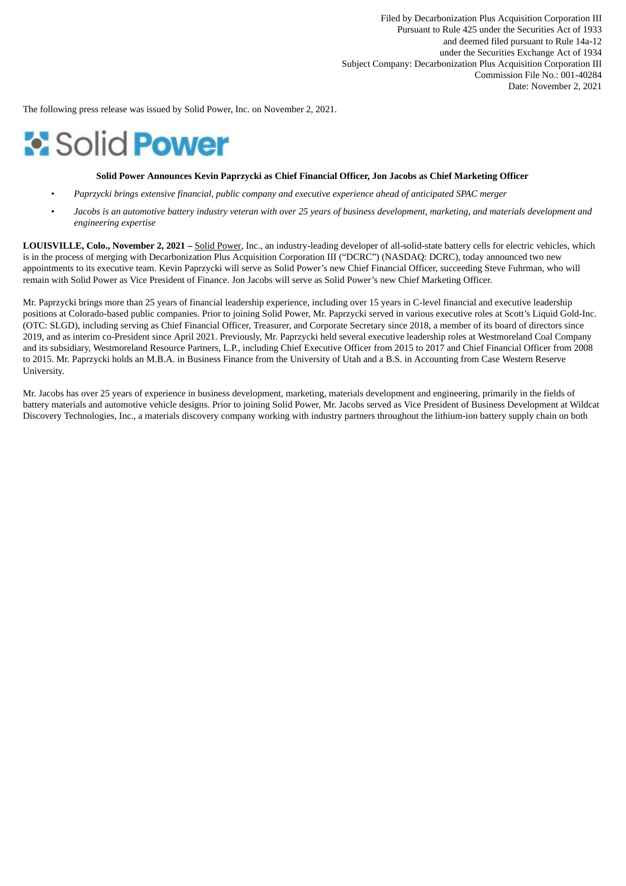Filed by Decarbonization Plus Acquisition Corporation III
Pursuant to Rule 425 under the Securities Act of 1933
and deemed filed pursuant to Rule 14a-12
under the Securities Exchange Act of 1934
Subject Company: Decarbonization Plus Acquisition Corporation III
Commission File No.: 001-40284
Date: November 2, 2021

The following press release was issued by Solid Power, Inc. on November 2, 2021.

Solid Power

**Solid Power Announces Kevin Paprzycki as Chief Financial Officer, Jon Jacobs as Chief Marketing Officer**

- *Paprzycki brings extensive financial, public company and executive experience ahead of anticipated SPAC merger*
- *Jacobs is an automotive battery industry veteran with over 25 years of business development, marketing, and materials development and engineering expertise*

**LOUISVILLE, Colo., November 2, 2021 –** Solid Power, Inc., an industry-leading developer of all-solid-state battery cells for electric vehicles, which is in the process of merging with Decarbonization Plus Acquisition Corporation III ("DCRC") (NASDAQ: DCRC), today announced two new appointments to its executive team. Kevin Paprzycki will serve as Solid Power's new Chief Financial Officer, succeeding Steve Fuhrman, who will remain with Solid Power as Vice President of Finance. Jon Jacobs will serve as Solid Power's new Chief Marketing Officer.

Mr. Paprzycki brings more than 25 years of financial leadership experience, including over 15 years in C-level financial and executive leadership positions at Colorado-based public companies. Prior to joining Solid Power, Mr. Paprzycki served in various executive roles at Scott's Liquid Gold-Inc. (OTC: SLGD), including serving as Chief Financial Officer, Treasurer, and Corporate Secretary since 2018, a member of its board of directors since 2019, and as interim co-President since April 2021. Previously, Mr. Paprzycki held several executive leadership roles at Westmoreland Coal Company and its subsidiary, Westmoreland Resource Partners, L.P., including Chief Executive Officer from 2015 to 2017 and Chief Financial Officer from 2008 to 2015. Mr. Paprzycki holds an M.B.A. in Business Finance from the University of Utah and a B.S. in Accounting from Case Western Reserve University.

Mr. Jacobs has over 25 years of experience in business development, marketing, materials development and engineering, primarily in the fields of battery materials and automotive vehicle designs. Prior to joining Solid Power, Mr. Jacobs served as Vice President of Business Development at Wildcat Discovery Technologies, Inc., a materials discovery company working with industry partners throughout the lithium-ion battery supply chain on both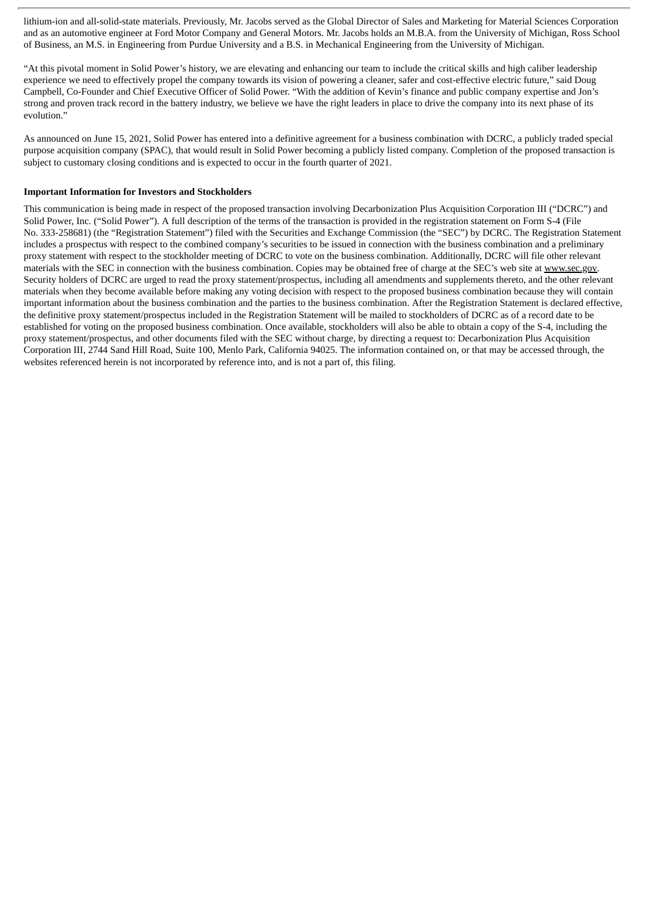lithium-ion and all-solid-state materials. Previously, Mr. Jacobs served as the Global Director of Sales and Marketing for Material Sciences Corporation and as an automotive engineer at Ford Motor Company and General Motors. Mr. Jacobs holds an M.B.A. from the University of Michigan, Ross School of Business, an M.S. in Engineering from Purdue University and a B.S. in Mechanical Engineering from the University of Michigan.

"At this pivotal moment in Solid Power's history, we are elevating and enhancing our team to include the critical skills and high caliber leadership experience we need to effectively propel the company towards its vision of powering a cleaner, safer and cost-effective electric future," said Doug Campbell, Co-Founder and Chief Executive Officer of Solid Power. "With the addition of Kevin's finance and public company expertise and Jon's strong and proven track record in the battery industry, we believe we have the right leaders in place to drive the company into its next phase of its evolution."

As announced on June 15, 2021, Solid Power has entered into a definitive agreement for a business combination with DCRC, a publicly traded special purpose acquisition company (SPAC), that would result in Solid Power becoming a publicly listed company. Completion of the proposed transaction is subject to customary closing conditions and is expected to occur in the fourth quarter of 2021.

**Important Information for Investors and Stockholders**

This communication is being made in respect of the proposed transaction involving Decarbonization Plus Acquisition Corporation III ("DCRC") and Solid Power, Inc. ("Solid Power"). A full description of the terms of the transaction is provided in the registration statement on Form S-4 (File No. 333-258681) (the "Registration Statement") filed with the Securities and Exchange Commission (the "SEC") by DCRC. The Registration Statement includes a prospectus with respect to the combined company's securities to be issued in connection with the business combination and a preliminary proxy statement with respect to the stockholder meeting of DCRC to vote on the business combination. Additionally, DCRC will file other relevant materials with the SEC in connection with the business combination. Copies may be obtained free of charge at the SEC's web site at www.sec.gov. Security holders of DCRC are urged to read the proxy statement/prospectus, including all amendments and supplements thereto, and the other relevant materials when they become available before making any voting decision with respect to the proposed business combination because they will contain important information about the business combination and the parties to the business combination. After the Registration Statement is declared effective, the definitive proxy statement/prospectus included in the Registration Statement will be mailed to stockholders of DCRC as of a record date to be established for voting on the proposed business combination. Once available, stockholders will also be able to obtain a copy of the S-4, including the proxy statement/prospectus, and other documents filed with the SEC without charge, by directing a request to: Decarbonization Plus Acquisition Corporation III, 2744 Sand Hill Road, Suite 100, Menlo Park, California 94025. The information contained on, or that may be accessed through, the websites referenced herein is not incorporated by reference into, and is not a part of, this filing.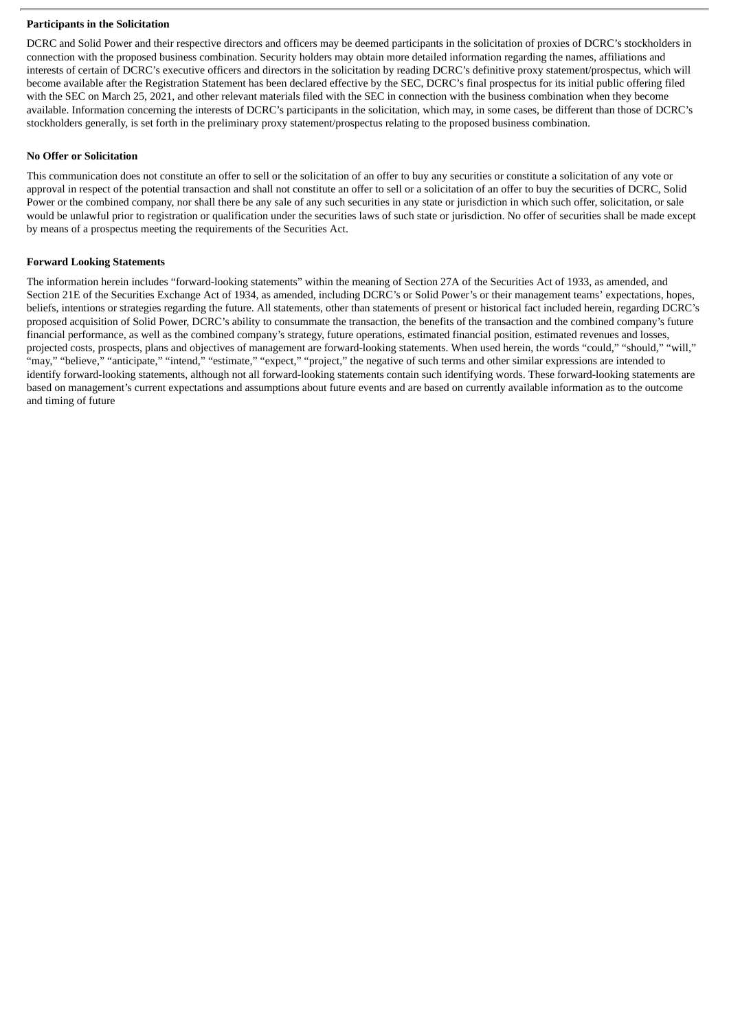**Participants in the Solicitation**

DCRC and Solid Power and their respective directors and officers may be deemed participants in the solicitation of proxies of DCRC's stockholders in connection with the proposed business combination. Security holders may obtain more detailed information regarding the names, affiliations and interests of certain of DCRC's executive officers and directors in the solicitation by reading DCRC's definitive proxy statement/prospectus, which will become available after the Registration Statement has been declared effective by the SEC, DCRC's final prospectus for its initial public offering filed with the SEC on March 25, 2021, and other relevant materials filed with the SEC in connection with the business combination when they become available. Information concerning the interests of DCRC's participants in the solicitation, which may, in some cases, be different than those of DCRC's stockholders generally, is set forth in the preliminary proxy statement/prospectus relating to the proposed business combination.

**No Offer or Solicitation**

This communication does not constitute an offer to sell or the solicitation of an offer to buy any securities or constitute a solicitation of any vote or approval in respect of the potential transaction and shall not constitute an offer to sell or a solicitation of an offer to buy the securities of DCRC, Solid Power or the combined company, nor shall there be any sale of any such securities in any state or jurisdiction in which such offer, solicitation, or sale would be unlawful prior to registration or qualification under the securities laws of such state or jurisdiction. No offer of securities shall be made except by means of a prospectus meeting the requirements of the Securities Act.

**Forward Looking Statements**

The information herein includes "forward-looking statements" within the meaning of Section 27A of the Securities Act of 1933, as amended, and Section 21E of the Securities Exchange Act of 1934, as amended, including DCRC's or Solid Power's or their management teams' expectations, hopes, beliefs, intentions or strategies regarding the future. All statements, other than statements of present or historical fact included herein, regarding DCRC's proposed acquisition of Solid Power, DCRC's ability to consummate the transaction, the benefits of the transaction and the combined company's future financial performance, as well as the combined company's strategy, future operations, estimated financial position, estimated revenues and losses, projected costs, prospects, plans and objectives of management are forward-looking statements. When used herein, the words "could," "should," "will," "may," "believe," "anticipate," "intend," "estimate," "expect," "project," the negative of such terms and other similar expressions are intended to identify forward-looking statements, although not all forward-looking statements contain such identifying words. These forward-looking statements are based on management's current expectations and assumptions about future events and are based on currently available information as to the outcome and timing of future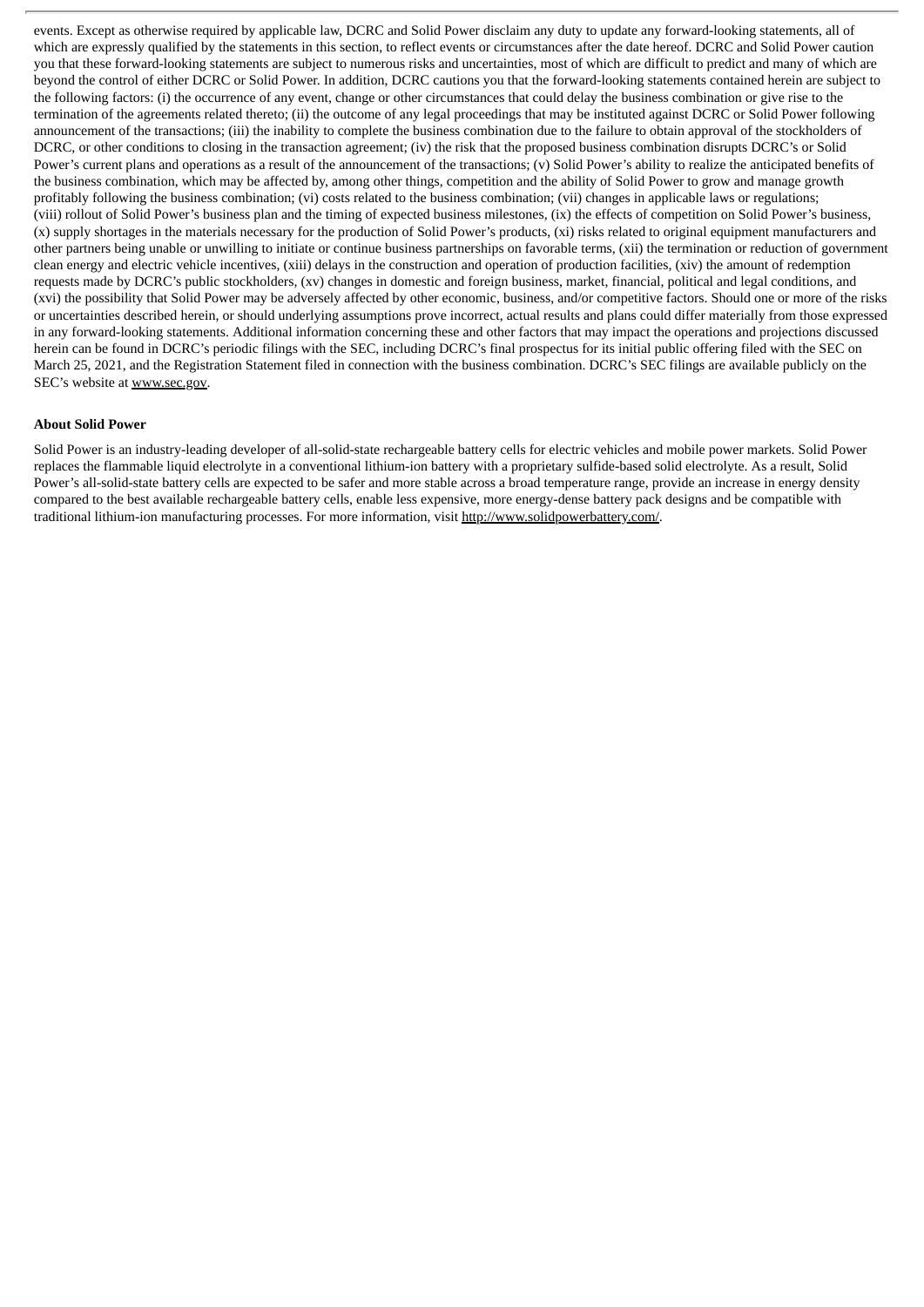events. Except as otherwise required by applicable law, DCRC and Solid Power disclaim any duty to update any forward-looking statements, all of which are expressly qualified by the statements in this section, to reflect events or circumstances after the date hereof. DCRC and Solid Power caution you that these forward-looking statements are subject to numerous risks and uncertainties, most of which are difficult to predict and many of which are beyond the control of either DCRC or Solid Power. In addition, DCRC cautions you that the forward-looking statements contained herein are subject to the following factors: (i) the occurrence of any event, change or other circumstances that could delay the business combination or give rise to the termination of the agreements related thereto; (ii) the outcome of any legal proceedings that may be instituted against DCRC or Solid Power following announcement of the transactions; (iii) the inability to complete the business combination due to the failure to obtain approval of the stockholders of DCRC, or other conditions to closing in the transaction agreement; (iv) the risk that the proposed business combination disrupts DCRC's or Solid Power's current plans and operations as a result of the announcement of the transactions; (v) Solid Power's ability to realize the anticipated benefits of the business combination, which may be affected by, among other things, competition and the ability of Solid Power to grow and manage growth profitably following the business combination; (vi) costs related to the business combination; (vii) changes in applicable laws or regulations; (viii) rollout of Solid Power's business plan and the timing of expected business milestones, (ix) the effects of competition on Solid Power's business, (x) supply shortages in the materials necessary for the production of Solid Power's products, (xi) risks related to original equipment manufacturers and other partners being unable or unwilling to initiate or continue business partnerships on favorable terms, (xii) the termination or reduction of government clean energy and electric vehicle incentives, (xiii) delays in the construction and operation of production facilities, (xiv) the amount of redemption requests made by DCRC's public stockholders, (xv) changes in domestic and foreign business, market, financial, political and legal conditions, and (xvi) the possibility that Solid Power may be adversely affected by other economic, business, and/or competitive factors. Should one or more of the risks or uncertainties described herein, or should underlying assumptions prove incorrect, actual results and plans could differ materially from those expressed in any forward-looking statements. Additional information concerning these and other factors that may impact the operations and projections discussed herein can be found in DCRC's periodic filings with the SEC, including DCRC's final prospectus for its initial public offering filed with the SEC on March 25, 2021, and the Registration Statement filed in connection with the business combination. DCRC's SEC filings are available publicly on the SEC's website at www.sec.gov.

**About Solid Power**

Solid Power is an industry-leading developer of all-solid-state rechargeable battery cells for electric vehicles and mobile power markets. Solid Power replaces the flammable liquid electrolyte in a conventional lithium-ion battery with a proprietary sulfide-based solid electrolyte. As a result, Solid Power's all-solid-state battery cells are expected to be safer and more stable across a broad temperature range, provide an increase in energy density compared to the best available rechargeable battery cells, enable less expensive, more energy-dense battery pack designs and be compatible with traditional lithium-ion manufacturing processes. For more information, visit http://www.solidpowerbattery.com/.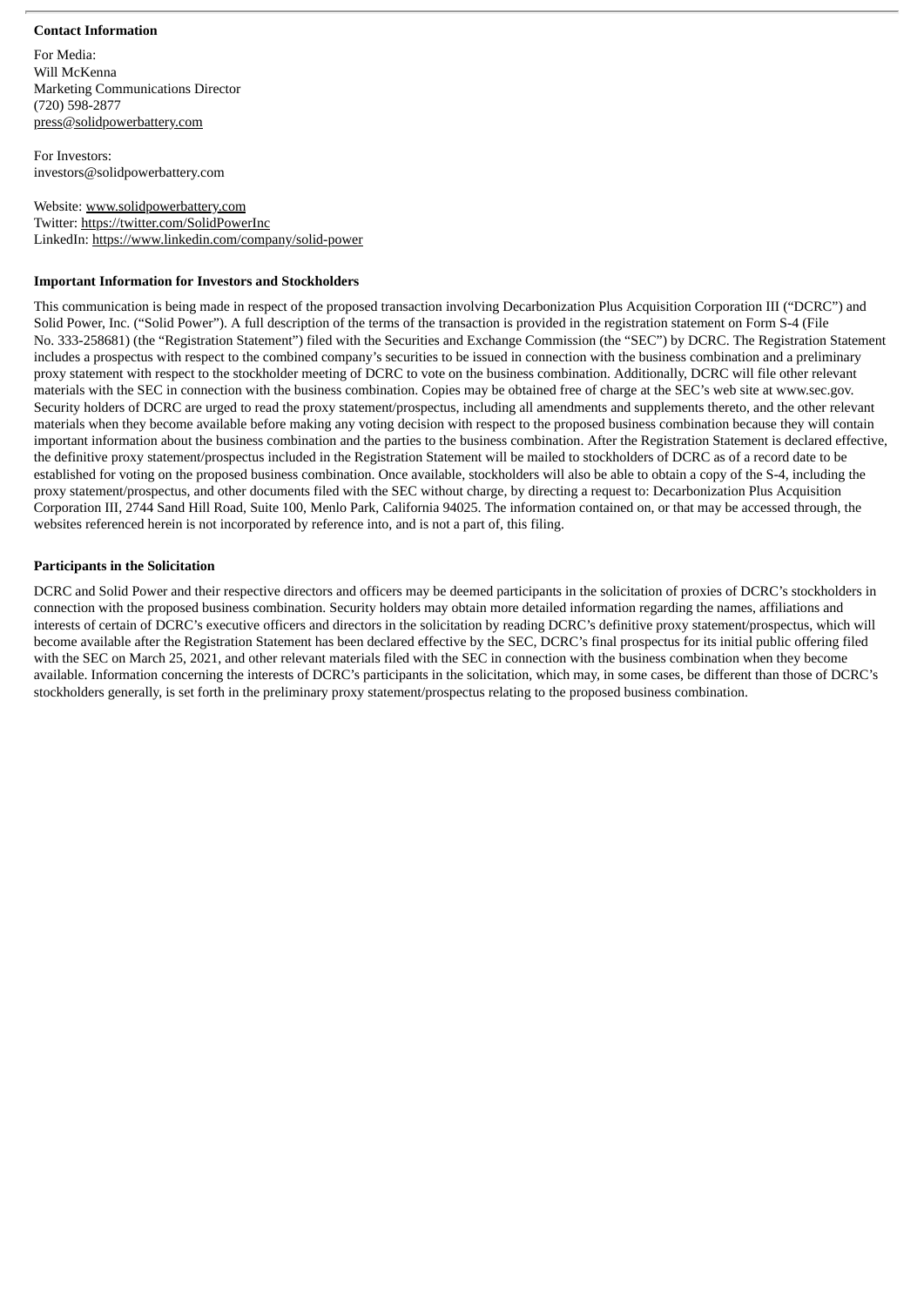**Contact Information**

For Media:
Will McKenna
Marketing Communications Director
(720) 598-2877
press@solidpowerbattery.com

For Investors:
investors@solidpowerbattery.com

Website: www.solidpowerbattery.com
Twitter: https://twitter.com/SolidPowerInc
LinkedIn: https://www.linkedin.com/company/solid-power

**Important Information for Investors and Stockholders**

This communication is being made in respect of the proposed transaction involving Decarbonization Plus Acquisition Corporation III ("DCRC") and Solid Power, Inc. ("Solid Power"). A full description of the terms of the transaction is provided in the registration statement on Form S-4 (File No. 333-258681) (the "Registration Statement") filed with the Securities and Exchange Commission (the "SEC") by DCRC. The Registration Statement includes a prospectus with respect to the combined company's securities to be issued in connection with the business combination and a preliminary proxy statement with respect to the stockholder meeting of DCRC to vote on the business combination. Additionally, DCRC will file other relevant materials with the SEC in connection with the business combination. Copies may be obtained free of charge at the SEC's web site at www.sec.gov. Security holders of DCRC are urged to read the proxy statement/prospectus, including all amendments and supplements thereto, and the other relevant materials when they become available before making any voting decision with respect to the proposed business combination because they will contain important information about the business combination and the parties to the business combination. After the Registration Statement is declared effective, the definitive proxy statement/prospectus included in the Registration Statement will be mailed to stockholders of DCRC as of a record date to be established for voting on the proposed business combination. Once available, stockholders will also be able to obtain a copy of the S-4, including the proxy statement/prospectus, and other documents filed with the SEC without charge, by directing a request to: Decarbonization Plus Acquisition Corporation III, 2744 Sand Hill Road, Suite 100, Menlo Park, California 94025. The information contained on, or that may be accessed through, the websites referenced herein is not incorporated by reference into, and is not a part of, this filing.

**Participants in the Solicitation**

DCRC and Solid Power and their respective directors and officers may be deemed participants in the solicitation of proxies of DCRC's stockholders in connection with the proposed business combination. Security holders may obtain more detailed information regarding the names, affiliations and interests of certain of DCRC's executive officers and directors in the solicitation by reading DCRC's definitive proxy statement/prospectus, which will become available after the Registration Statement has been declared effective by the SEC, DCRC's final prospectus for its initial public offering filed with the SEC on March 25, 2021, and other relevant materials filed with the SEC in connection with the business combination when they become available. Information concerning the interests of DCRC's participants in the solicitation, which may, in some cases, be different than those of DCRC's stockholders generally, is set forth in the preliminary proxy statement/prospectus relating to the proposed business combination.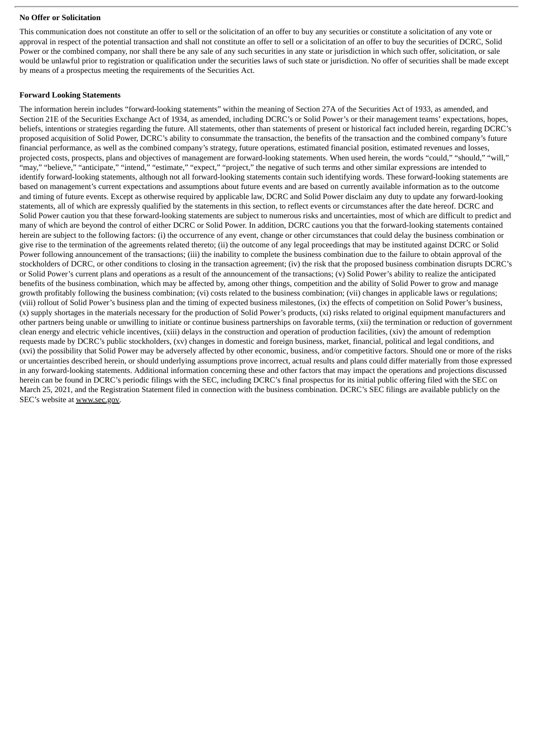**No Offer or Solicitation**

This communication does not constitute an offer to sell or the solicitation of an offer to buy any securities or constitute a solicitation of any vote or approval in respect of the potential transaction and shall not constitute an offer to sell or a solicitation of an offer to buy the securities of DCRC, Solid Power or the combined company, nor shall there be any sale of any such securities in any state or jurisdiction in which such offer, solicitation, or sale would be unlawful prior to registration or qualification under the securities laws of such state or jurisdiction. No offer of securities shall be made except by means of a prospectus meeting the requirements of the Securities Act.

**Forward Looking Statements**

The information herein includes "forward-looking statements" within the meaning of Section 27A of the Securities Act of 1933, as amended, and Section 21E of the Securities Exchange Act of 1934, as amended, including DCRC's or Solid Power's or their management teams' expectations, hopes, beliefs, intentions or strategies regarding the future. All statements, other than statements of present or historical fact included herein, regarding DCRC's proposed acquisition of Solid Power, DCRC's ability to consummate the transaction, the benefits of the transaction and the combined company's future financial performance, as well as the combined company's strategy, future operations, estimated financial position, estimated revenues and losses, projected costs, prospects, plans and objectives of management are forward-looking statements. When used herein, the words "could," "should," "will," "may," "believe," "anticipate," "intend," "estimate," "expect," "project," the negative of such terms and other similar expressions are intended to identify forward-looking statements, although not all forward-looking statements contain such identifying words. These forward-looking statements are based on management's current expectations and assumptions about future events and are based on currently available information as to the outcome and timing of future events. Except as otherwise required by applicable law, DCRC and Solid Power disclaim any duty to update any forward-looking statements, all of which are expressly qualified by the statements in this section, to reflect events or circumstances after the date hereof. DCRC and Solid Power caution you that these forward-looking statements are subject to numerous risks and uncertainties, most of which are difficult to predict and many of which are beyond the control of either DCRC or Solid Power. In addition, DCRC cautions you that the forward-looking statements contained herein are subject to the following factors: (i) the occurrence of any event, change or other circumstances that could delay the business combination or give rise to the termination of the agreements related thereto; (ii) the outcome of any legal proceedings that may be instituted against DCRC or Solid Power following announcement of the transactions; (iii) the inability to complete the business combination due to the failure to obtain approval of the stockholders of DCRC, or other conditions to closing in the transaction agreement; (iv) the risk that the proposed business combination disrupts DCRC's or Solid Power's current plans and operations as a result of the announcement of the transactions; (v) Solid Power's ability to realize the anticipated benefits of the business combination, which may be affected by, among other things, competition and the ability of Solid Power to grow and manage growth profitably following the business combination; (vi) costs related to the business combination; (vii) changes in applicable laws or regulations; (viii) rollout of Solid Power's business plan and the timing of expected business milestones, (ix) the effects of competition on Solid Power's business, (x) supply shortages in the materials necessary for the production of Solid Power's products, (xi) risks related to original equipment manufacturers and other partners being unable or unwilling to initiate or continue business partnerships on favorable terms, (xii) the termination or reduction of government clean energy and electric vehicle incentives, (xiii) delays in the construction and operation of production facilities, (xiv) the amount of redemption requests made by DCRC's public stockholders, (xv) changes in domestic and foreign business, market, financial, political and legal conditions, and (xvi) the possibility that Solid Power may be adversely affected by other economic, business, and/or competitive factors. Should one or more of the risks or uncertainties described herein, or should underlying assumptions prove incorrect, actual results and plans could differ materially from those expressed in any forward-looking statements. Additional information concerning these and other factors that may impact the operations and projections discussed herein can be found in DCRC's periodic filings with the SEC, including DCRC's final prospectus for its initial public offering filed with the SEC on March 25, 2021, and the Registration Statement filed in connection with the business combination. DCRC's SEC filings are available publicly on the SEC's website at www.sec.gov.